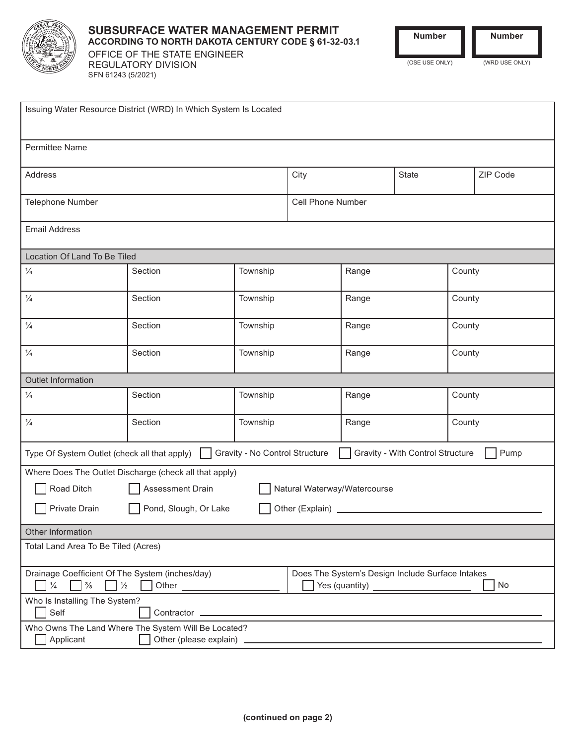# SUBSURFACE WATER MANAGEMENT PERMIT

**ACCORDING TO NORTH DAKOTA CENTURY CODE § 61-32-03.1**

OFFICE OF THE STATE ENGINEER
REGULATORY DIVISION
SFN 61243 (5/2021)

| Number (OSE USE ONLY) | Number (WRD USE ONLY) |
|---|---|
| | |

| Issuing Water Resource District (WRD) In Which System Is Located | | | |
|---|---|---|---|
| Permittee Name | | | |
| Address | City | State | ZIP Code |
| Telephone Number | Cell Phone Number | | |
| Email Address | | | |

**Location Of Land To Be Tiled**

| ¼ | Section | Township | Range | County |
|---|---|---|---|---|
| ¼ | Section | Township | Range | County |
| ¼ | Section | Township | Range | County |
| ¼ | Section | Township | Range | County |

**Outlet Information**

| ¼ | Section | Township | Range | County |
|---|---|---|---|---|
| ¼ | Section | Township | Range | County |

Type Of System Outlet (check all that apply) ☐ Gravity - No Control Structure ☐ Gravity - With Control Structure ☐ Pump

Where Does The Outlet Discharge (check all that apply)

☐ Road Ditch ☐ Assessment Drain ☐ Natural Waterway/Watercourse

☐ Private Drain ☐ Pond, Slough, Or Lake ☐ Other (Explain) ______________________

**Other Information**

Total Land Area To Be Tiled (Acres)

Drainage Coefficient Of The System (inches/day)
☐ ¼ ☐ ⅜ ☐ ½ ☐ Other ______________

Does The System's Design Include Surface Intakes
☐ Yes (quantity) ______________ ☐ No

Who Is Installing The System?
☐ Self ☐ Contractor ______________________

Who Owns The Land Where The System Will Be Located?
☐ Applicant ☐ Other (please explain) ______________________

**(continued on page 2)**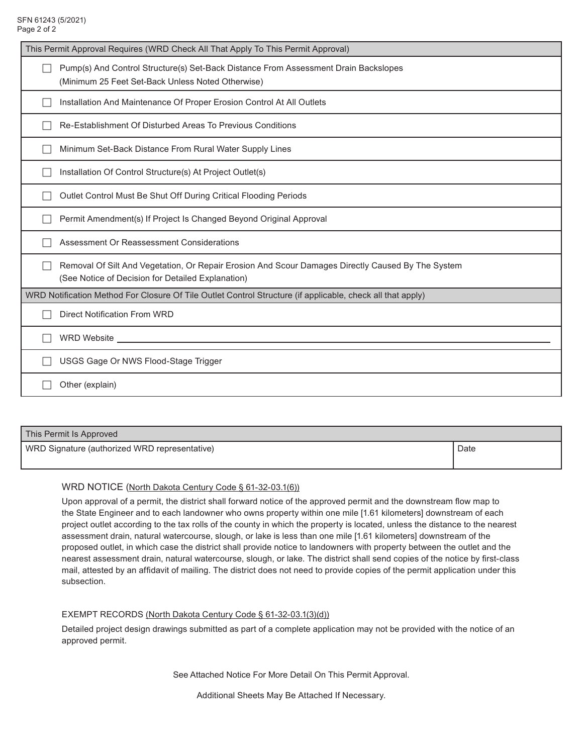| This Permit Approval Requires (WRD Check All That Apply To This Permit Approval) |
| --- |
| ☐ Pump(s) And Control Structure(s) Set-Back Distance From Assessment Drain Backslopes (Minimum 25 Feet Set-Back Unless Noted Otherwise) |
| ☐ Installation And Maintenance Of Proper Erosion Control At All Outlets |
| ☐ Re-Establishment Of Disturbed Areas To Previous Conditions |
| ☐ Minimum Set-Back Distance From Rural Water Supply Lines |
| ☐ Installation Of Control Structure(s) At Project Outlet(s) |
| ☐ Outlet Control Must Be Shut Off During Critical Flooding Periods |
| ☐ Permit Amendment(s) If Project Is Changed Beyond Original Approval |
| ☐ Assessment Or Reassessment Considerations |
| ☐ Removal Of Silt And Vegetation, Or Repair Erosion And Scour Damages Directly Caused By The System (See Notice of Decision for Detailed Explanation) |

| WRD Notification Method For Closure Of Tile Outlet Control Structure (if applicable, check all that apply) |
| --- |
| ☐ Direct Notification From WRD |
| ☐ WRD Website ______________________________ |
| ☐ USGS Gage Or NWS Flood-Stage Trigger |
| ☐ Other (explain) |

| This Permit Is Approved | |
| --- | --- |
| WRD Signature (authorized WRD representative) | Date |

WRD NOTICE (North Dakota Century Code § 61-32-03.1(6))

Upon approval of a permit, the district shall forward notice of the approved permit and the downstream flow map to the State Engineer and to each landowner who owns property within one mile [1.61 kilometers] downstream of each project outlet according to the tax rolls of the county in which the property is located, unless the distance to the nearest assessment drain, natural watercourse, slough, or lake is less than one mile [1.61 kilometers] downstream of the proposed outlet, in which case the district shall provide notice to landowners with property between the outlet and the nearest assessment drain, natural watercourse, slough, or lake. The district shall send copies of the notice by first-class mail, attested by an affidavit of mailing. The district does not need to provide copies of the permit application under this subsection.

EXEMPT RECORDS (North Dakota Century Code § 61-32-03.1(3)(d))

Detailed project design drawings submitted as part of a complete application may not be provided with the notice of an approved permit.

See Attached Notice For More Detail On This Permit Approval.

Additional Sheets May Be Attached If Necessary.